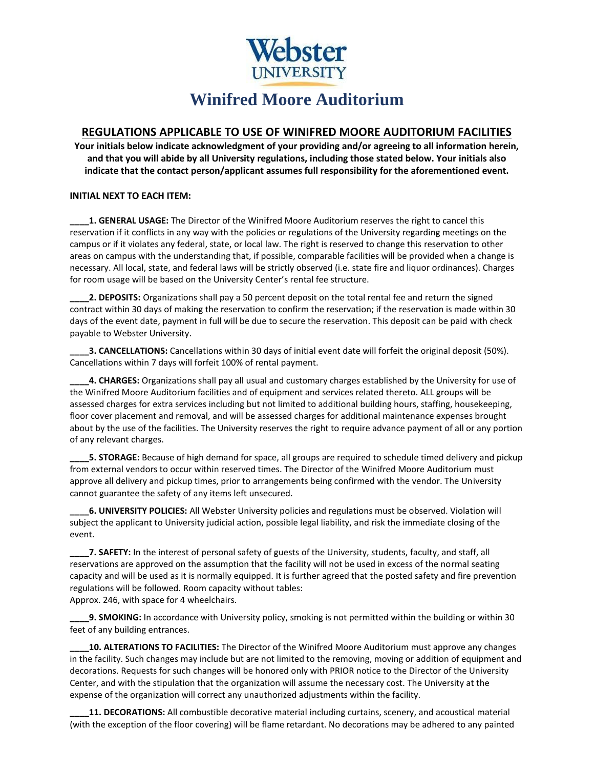# Webster UNIVERSITY

# Winifred Moore Auditorium

## REGULATIONS APPLICABLE TO USE OF WINIFRED MOORE AUDITORIUM FACILITIES

**Your initials below indicate acknowledgment of your providing and/or agreeing to all information herein, and that you will abide by all University regulations, including those stated below. Your initials also indicate that the contact person/applicant assumes full responsibility for the aforementioned event.**

**INITIAL NEXT TO EACH ITEM:**

____**1. GENERAL USAGE:** The Director of the Winifred Moore Auditorium reserves the right to cancel this reservation if it conflicts in any way with the policies or regulations of the University regarding meetings on the campus or if it violates any federal, state, or local law. The right is reserved to change this reservation to other areas on campus with the understanding that, if possible, comparable facilities will be provided when a change is necessary. All local, state, and federal laws will be strictly observed (i.e. state fire and liquor ordinances). Charges for room usage will be based on the University Center's rental fee structure.

____**2. DEPOSITS:** Organizations shall pay a 50 percent deposit on the total rental fee and return the signed contract within 30 days of making the reservation to confirm the reservation; if the reservation is made within 30 days of the event date, payment in full will be due to secure the reservation. This deposit can be paid with check payable to Webster University.

____**3. CANCELLATIONS:** Cancellations within 30 days of initial event date will forfeit the original deposit (50%). Cancellations within 7 days will forfeit 100% of rental payment.

____**4. CHARGES:** Organizations shall pay all usual and customary charges established by the University for use of the Winifred Moore Auditorium facilities and of equipment and services related thereto. ALL groups will be assessed charges for extra services including but not limited to additional building hours, staffing, housekeeping, floor cover placement and removal, and will be assessed charges for additional maintenance expenses brought about by the use of the facilities. The University reserves the right to require advance payment of all or any portion of any relevant charges.

____**5. STORAGE:** Because of high demand for space, all groups are required to schedule timed delivery and pickup from external vendors to occur within reserved times. The Director of the Winifred Moore Auditorium must approve all delivery and pickup times, prior to arrangements being confirmed with the vendor. The University cannot guarantee the safety of any items left unsecured.

____**6. UNIVERSITY POLICIES:** All Webster University policies and regulations must be observed. Violation will subject the applicant to University judicial action, possible legal liability, and risk the immediate closing of the event.

____**7. SAFETY:** In the interest of personal safety of guests of the University, students, faculty, and staff, all reservations are approved on the assumption that the facility will not be used in excess of the normal seating capacity and will be used as it is normally equipped. It is further agreed that the posted safety and fire prevention regulations will be followed. Room capacity without tables:
Approx. 246, with space for 4 wheelchairs.

____**9. SMOKING:** In accordance with University policy, smoking is not permitted within the building or within 30 feet of any building entrances.

____**10. ALTERATIONS TO FACILITIES:** The Director of the Winifred Moore Auditorium must approve any changes in the facility. Such changes may include but are not limited to the removing, moving or addition of equipment and decorations. Requests for such changes will be honored only with PRIOR notice to the Director of the University Center, and with the stipulation that the organization will assume the necessary cost. The University at the expense of the organization will correct any unauthorized adjustments within the facility.

____**11. DECORATIONS:** All combustible decorative material including curtains, scenery, and acoustical material (with the exception of the floor covering) will be flame retardant. No decorations may be adhered to any painted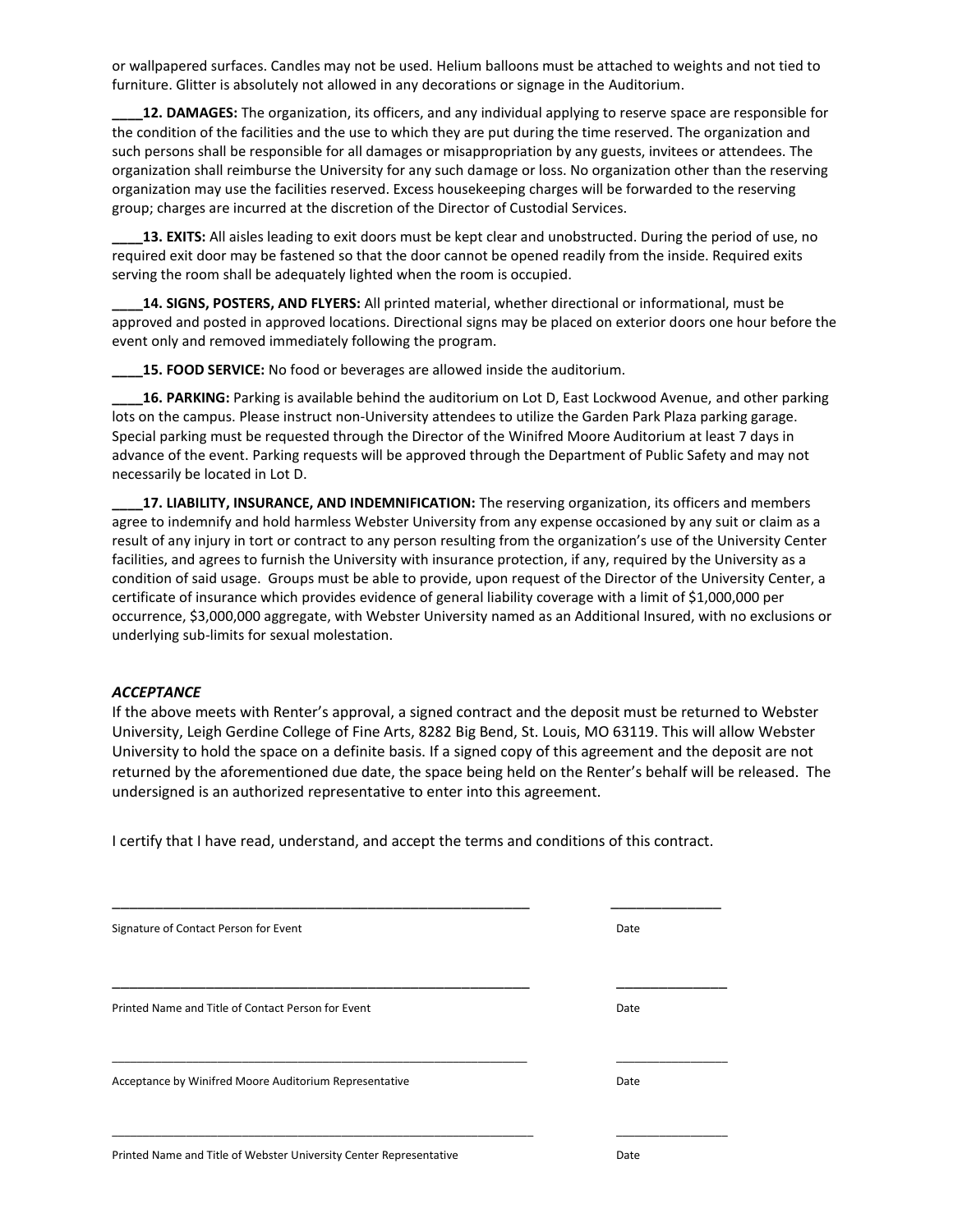or wallpapered surfaces. Candles may not be used. Helium balloons must be attached to weights and not tied to furniture. Glitter is absolutely not allowed in any decorations or signage in the Auditorium.

____**12. DAMAGES:** The organization, its officers, and any individual applying to reserve space are responsible for the condition of the facilities and the use to which they are put during the time reserved. The organization and such persons shall be responsible for all damages or misappropriation by any guests, invitees or attendees. The organization shall reimburse the University for any such damage or loss. No organization other than the reserving organization may use the facilities reserved. Excess housekeeping charges will be forwarded to the reserving group; charges are incurred at the discretion of the Director of Custodial Services.

____**13. EXITS:** All aisles leading to exit doors must be kept clear and unobstructed. During the period of use, no required exit door may be fastened so that the door cannot be opened readily from the inside. Required exits serving the room shall be adequately lighted when the room is occupied.

____**14. SIGNS, POSTERS, AND FLYERS:** All printed material, whether directional or informational, must be approved and posted in approved locations. Directional signs may be placed on exterior doors one hour before the event only and removed immediately following the program.

____**15. FOOD SERVICE:** No food or beverages are allowed inside the auditorium.

____**16. PARKING:** Parking is available behind the auditorium on Lot D, East Lockwood Avenue, and other parking lots on the campus. Please instruct non-University attendees to utilize the Garden Park Plaza parking garage. Special parking must be requested through the Director of the Winifred Moore Auditorium at least 7 days in advance of the event. Parking requests will be approved through the Department of Public Safety and may not necessarily be located in Lot D.

____**17. LIABILITY, INSURANCE, AND INDEMNIFICATION:** The reserving organization, its officers and members agree to indemnify and hold harmless Webster University from any expense occasioned by any suit or claim as a result of any injury in tort or contract to any person resulting from the organization's use of the University Center facilities, and agrees to furnish the University with insurance protection, if any, required by the University as a condition of said usage. Groups must be able to provide, upon request of the Director of the University Center, a certificate of insurance which provides evidence of general liability coverage with a limit of $1,000,000 per occurrence, $3,000,000 aggregate, with Webster University named as an Additional Insured, with no exclusions or underlying sub-limits for sexual molestation.

### *ACCEPTANCE*

If the above meets with Renter's approval, a signed contract and the deposit must be returned to Webster University, Leigh Gerdine College of Fine Arts, 8282 Big Bend, St. Louis, MO 63119. This will allow Webster University to hold the space on a definite basis. If a signed copy of this agreement and the deposit are not returned by the aforementioned due date, the space being held on the Renter's behalf will be released. The undersigned is an authorized representative to enter into this agreement.

I certify that I have read, understand, and accept the terms and conditions of this contract.

______________________________________________________ ______________

Signature of Contact Person for Event Date

______________________________________________________ ______________

Printed Name and Title of Contact Person for Event Date

______________________________________________________ ______________

Acceptance by Winifred Moore Auditorium Representative Date

______________________________________________________ ______________

Printed Name and Title of Webster University Center Representative Date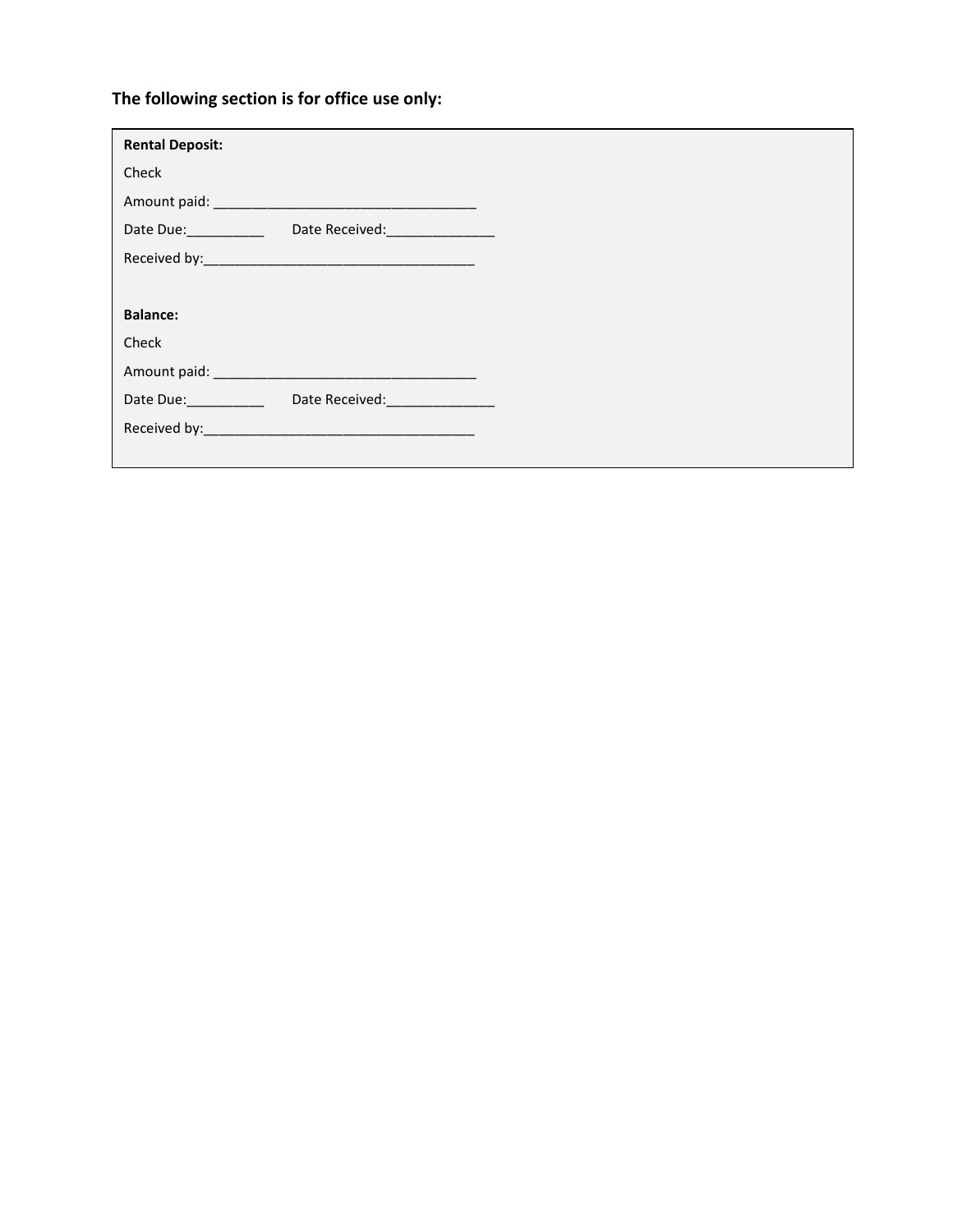**The following section is for office use only:**

**Rental Deposit:**

Check

Amount paid: ___________________________________

Date Due:__________ Date Received:______________

Received by:____________________________________

**Balance:**

Check

Amount paid: ___________________________________

Date Due:__________ Date Received:______________

Received by:____________________________________